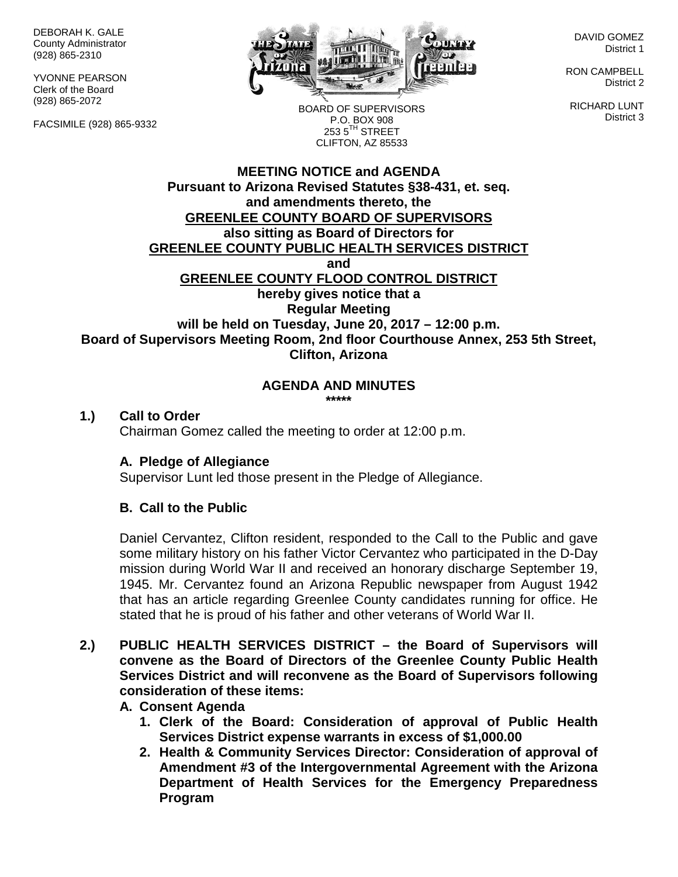DEBORAH K. GALE
County Administrator
(928) 865-2310

YVONNE PEARSON
Clerk of the Board
(928) 865-2072

FACSIMILE (928) 865-9332

BOARD OF SUPERVISORS
P.O. BOX 908
253 5TH STREET
CLIFTON, AZ 85533

DAVID GOMEZ
District 1

RON CAMPBELL
District 2

RICHARD LUNT
District 3

**MEETING NOTICE and AGENDA**
**Pursuant to Arizona Revised Statutes §38-431, et. seq.**
**and amendments thereto, the**
**GREENLEE COUNTY BOARD OF SUPERVISORS**
**also sitting as Board of Directors for**
**GREENLEE COUNTY PUBLIC HEALTH SERVICES DISTRICT**
**and**
**GREENLEE COUNTY FLOOD CONTROL DISTRICT**
**hereby gives notice that a**
**Regular Meeting**
**will be held on Tuesday, June 20, 2017 – 12:00 p.m.**
**Board of Supervisors Meeting Room, 2nd floor Courthouse Annex, 253 5th Street, Clifton, Arizona**

## AGENDA AND MINUTES

*****

**1.) Call to Order**

Chairman Gomez called the meeting to order at 12:00 p.m.

**A. Pledge of Allegiance**

Supervisor Lunt led those present in the Pledge of Allegiance.

**B. Call to the Public**

Daniel Cervantez, Clifton resident, responded to the Call to the Public and gave some military history on his father Victor Cervantez who participated in the D-Day mission during World War II and received an honorary discharge September 19, 1945. Mr. Cervantez found an Arizona Republic newspaper from August 1942 that has an article regarding Greenlee County candidates running for office. He stated that he is proud of his father and other veterans of World War II.

**2.) PUBLIC HEALTH SERVICES DISTRICT – the Board of Supervisors will convene as the Board of Directors of the Greenlee County Public Health Services District and will reconvene as the Board of Supervisors following consideration of these items:**

**A. Consent Agenda**

1. **Clerk of the Board: Consideration of approval of Public Health Services District expense warrants in excess of $1,000.00**
2. **Health & Community Services Director: Consideration of approval of Amendment #3 of the Intergovernmental Agreement with the Arizona Department of Health Services for the Emergency Preparedness Program**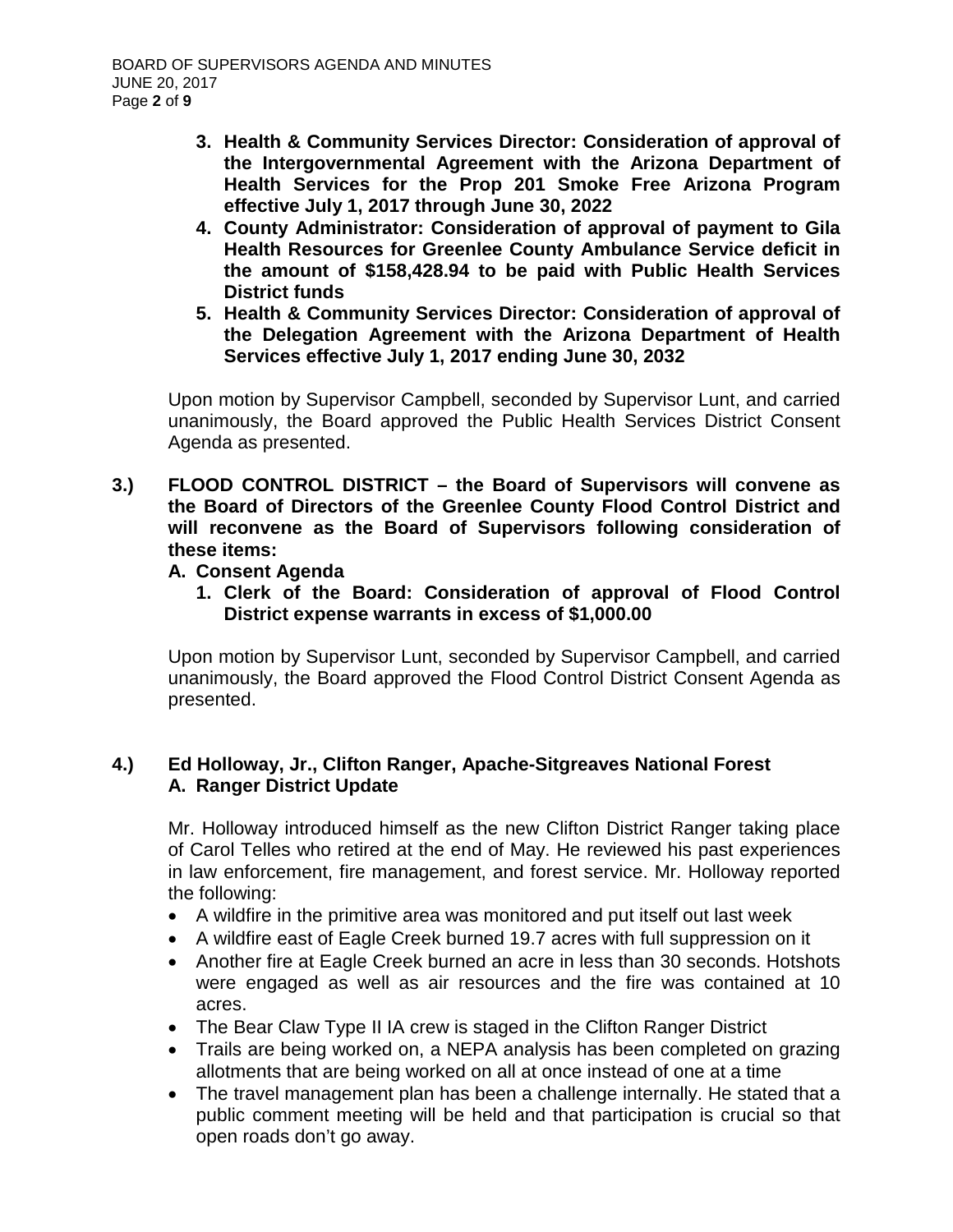3. **Health & Community Services Director: Consideration of approval of the Intergovernmental Agreement with the Arizona Department of Health Services for the Prop 201 Smoke Free Arizona Program effective July 1, 2017 through June 30, 2022**
4. **County Administrator: Consideration of approval of payment to Gila Health Resources for Greenlee County Ambulance Service deficit in the amount of $158,428.94 to be paid with Public Health Services District funds**
5. **Health & Community Services Director: Consideration of approval of the Delegation Agreement with the Arizona Department of Health Services effective July 1, 2017 ending June 30, 2032**

Upon motion by Supervisor Campbell, seconded by Supervisor Lunt, and carried unanimously, the Board approved the Public Health Services District Consent Agenda as presented.

**3.) FLOOD CONTROL DISTRICT – the Board of Supervisors will convene as the Board of Directors of the Greenlee County Flood Control District and will reconvene as the Board of Supervisors following consideration of these items:**

**A. Consent Agenda**

1. **Clerk of the Board: Consideration of approval of Flood Control District expense warrants in excess of $1,000.00**

Upon motion by Supervisor Lunt, seconded by Supervisor Campbell, and carried unanimously, the Board approved the Flood Control District Consent Agenda as presented.

**4.) Ed Holloway, Jr., Clifton Ranger, Apache-Sitgreaves National Forest**

**A. Ranger District Update**

Mr. Holloway introduced himself as the new Clifton District Ranger taking place of Carol Telles who retired at the end of May. He reviewed his past experiences in law enforcement, fire management, and forest service. Mr. Holloway reported the following:

- A wildfire in the primitive area was monitored and put itself out last week
- A wildfire east of Eagle Creek burned 19.7 acres with full suppression on it
- Another fire at Eagle Creek burned an acre in less than 30 seconds. Hotshots were engaged as well as air resources and the fire was contained at 10 acres.
- The Bear Claw Type II IA crew is staged in the Clifton Ranger District
- Trails are being worked on, a NEPA analysis has been completed on grazing allotments that are being worked on all at once instead of one at a time
- The travel management plan has been a challenge internally. He stated that a public comment meeting will be held and that participation is crucial so that open roads don't go away.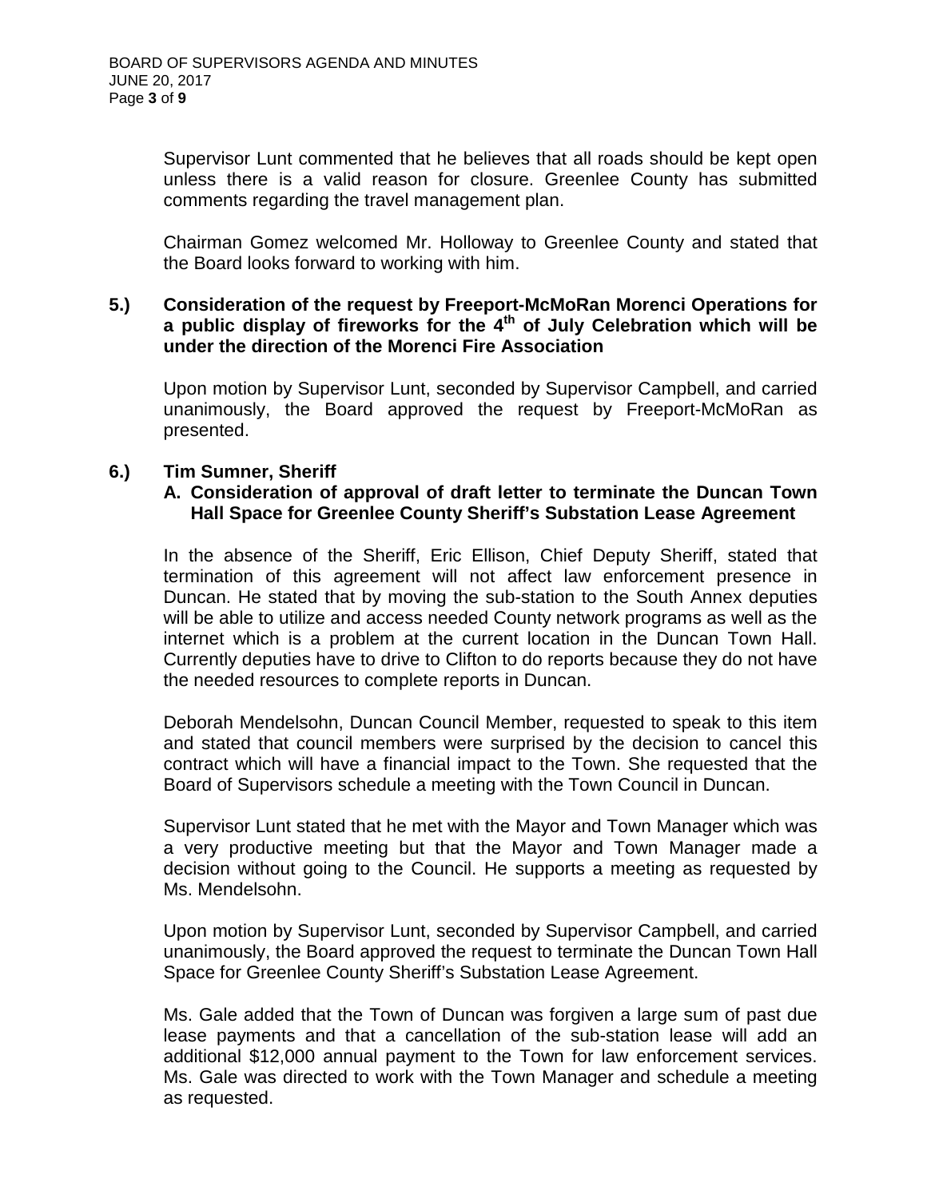Supervisor Lunt commented that he believes that all roads should be kept open unless there is a valid reason for closure. Greenlee County has submitted comments regarding the travel management plan.

Chairman Gomez welcomed Mr. Holloway to Greenlee County and stated that the Board looks forward to working with him.

**5.) Consideration of the request by Freeport-McMoRan Morenci Operations for a public display of fireworks for the 4th of July Celebration which will be under the direction of the Morenci Fire Association**

Upon motion by Supervisor Lunt, seconded by Supervisor Campbell, and carried unanimously, the Board approved the request by Freeport-McMoRan as presented.

**6.) Tim Sumner, Sheriff**

**A. Consideration of approval of draft letter to terminate the Duncan Town Hall Space for Greenlee County Sheriff's Substation Lease Agreement**

In the absence of the Sheriff, Eric Ellison, Chief Deputy Sheriff, stated that termination of this agreement will not affect law enforcement presence in Duncan. He stated that by moving the sub-station to the South Annex deputies will be able to utilize and access needed County network programs as well as the internet which is a problem at the current location in the Duncan Town Hall. Currently deputies have to drive to Clifton to do reports because they do not have the needed resources to complete reports in Duncan.

Deborah Mendelsohn, Duncan Council Member, requested to speak to this item and stated that council members were surprised by the decision to cancel this contract which will have a financial impact to the Town. She requested that the Board of Supervisors schedule a meeting with the Town Council in Duncan.

Supervisor Lunt stated that he met with the Mayor and Town Manager which was a very productive meeting but that the Mayor and Town Manager made a decision without going to the Council. He supports a meeting as requested by Ms. Mendelsohn.

Upon motion by Supervisor Lunt, seconded by Supervisor Campbell, and carried unanimously, the Board approved the request to terminate the Duncan Town Hall Space for Greenlee County Sheriff's Substation Lease Agreement.

Ms. Gale added that the Town of Duncan was forgiven a large sum of past due lease payments and that a cancellation of the sub-station lease will add an additional $12,000 annual payment to the Town for law enforcement services. Ms. Gale was directed to work with the Town Manager and schedule a meeting as requested.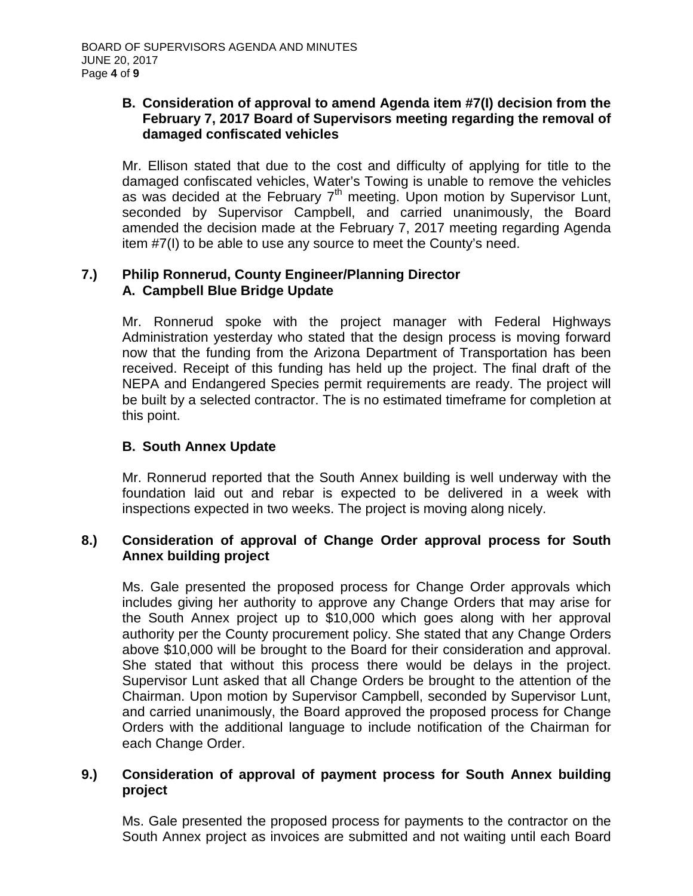**B. Consideration of approval to amend Agenda item #7(I) decision from the February 7, 2017 Board of Supervisors meeting regarding the removal of damaged confiscated vehicles**

Mr. Ellison stated that due to the cost and difficulty of applying for title to the damaged confiscated vehicles, Water's Towing is unable to remove the vehicles as was decided at the February 7th meeting. Upon motion by Supervisor Lunt, seconded by Supervisor Campbell, and carried unanimously, the Board amended the decision made at the February 7, 2017 meeting regarding Agenda item #7(I) to be able to use any source to meet the County's need.

**7.) Philip Ronnerud, County Engineer/Planning Director**
**A. Campbell Blue Bridge Update**

Mr. Ronnerud spoke with the project manager with Federal Highways Administration yesterday who stated that the design process is moving forward now that the funding from the Arizona Department of Transportation has been received. Receipt of this funding has held up the project. The final draft of the NEPA and Endangered Species permit requirements are ready. The project will be built by a selected contractor. The is no estimated timeframe for completion at this point.

**B. South Annex Update**

Mr. Ronnerud reported that the South Annex building is well underway with the foundation laid out and rebar is expected to be delivered in a week with inspections expected in two weeks. The project is moving along nicely.

**8.) Consideration of approval of Change Order approval process for South Annex building project**

Ms. Gale presented the proposed process for Change Order approvals which includes giving her authority to approve any Change Orders that may arise for the South Annex project up to $10,000 which goes along with her approval authority per the County procurement policy. She stated that any Change Orders above $10,000 will be brought to the Board for their consideration and approval. She stated that without this process there would be delays in the project. Supervisor Lunt asked that all Change Orders be brought to the attention of the Chairman. Upon motion by Supervisor Campbell, seconded by Supervisor Lunt, and carried unanimously, the Board approved the proposed process for Change Orders with the additional language to include notification of the Chairman for each Change Order.

**9.) Consideration of approval of payment process for South Annex building project**

Ms. Gale presented the proposed process for payments to the contractor on the South Annex project as invoices are submitted and not waiting until each Board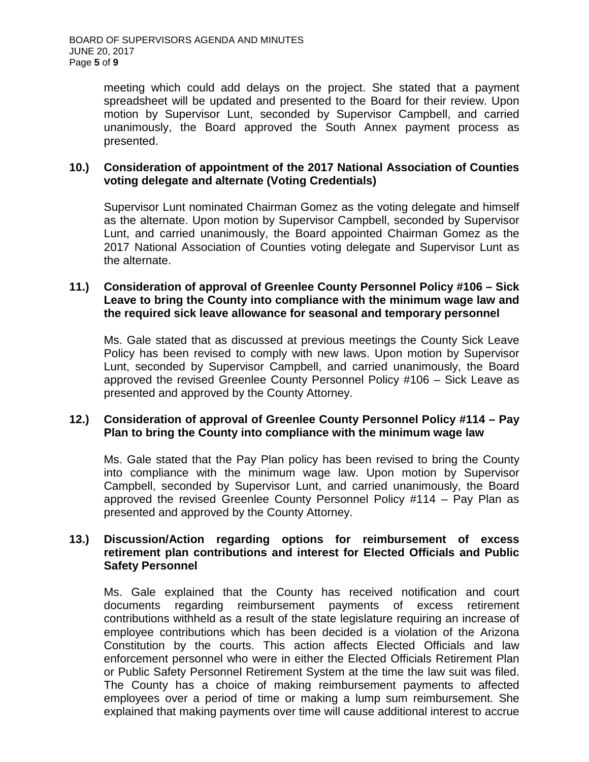meeting which could add delays on the project. She stated that a payment spreadsheet will be updated and presented to the Board for their review. Upon motion by Supervisor Lunt, seconded by Supervisor Campbell, and carried unanimously, the Board approved the South Annex payment process as presented.

**10.) Consideration of appointment of the 2017 National Association of Counties voting delegate and alternate (Voting Credentials)**

Supervisor Lunt nominated Chairman Gomez as the voting delegate and himself as the alternate. Upon motion by Supervisor Campbell, seconded by Supervisor Lunt, and carried unanimously, the Board appointed Chairman Gomez as the 2017 National Association of Counties voting delegate and Supervisor Lunt as the alternate.

**11.) Consideration of approval of Greenlee County Personnel Policy #106 – Sick Leave to bring the County into compliance with the minimum wage law and the required sick leave allowance for seasonal and temporary personnel**

Ms. Gale stated that as discussed at previous meetings the County Sick Leave Policy has been revised to comply with new laws. Upon motion by Supervisor Lunt, seconded by Supervisor Campbell, and carried unanimously, the Board approved the revised Greenlee County Personnel Policy #106 – Sick Leave as presented and approved by the County Attorney.

**12.) Consideration of approval of Greenlee County Personnel Policy #114 – Pay Plan to bring the County into compliance with the minimum wage law**

Ms. Gale stated that the Pay Plan policy has been revised to bring the County into compliance with the minimum wage law. Upon motion by Supervisor Campbell, seconded by Supervisor Lunt, and carried unanimously, the Board approved the revised Greenlee County Personnel Policy #114 – Pay Plan as presented and approved by the County Attorney.

**13.) Discussion/Action regarding options for reimbursement of excess retirement plan contributions and interest for Elected Officials and Public Safety Personnel**

Ms. Gale explained that the County has received notification and court documents regarding reimbursement payments of excess retirement contributions withheld as a result of the state legislature requiring an increase of employee contributions which has been decided is a violation of the Arizona Constitution by the courts. This action affects Elected Officials and law enforcement personnel who were in either the Elected Officials Retirement Plan or Public Safety Personnel Retirement System at the time the law suit was filed. The County has a choice of making reimbursement payments to affected employees over a period of time or making a lump sum reimbursement. She explained that making payments over time will cause additional interest to accrue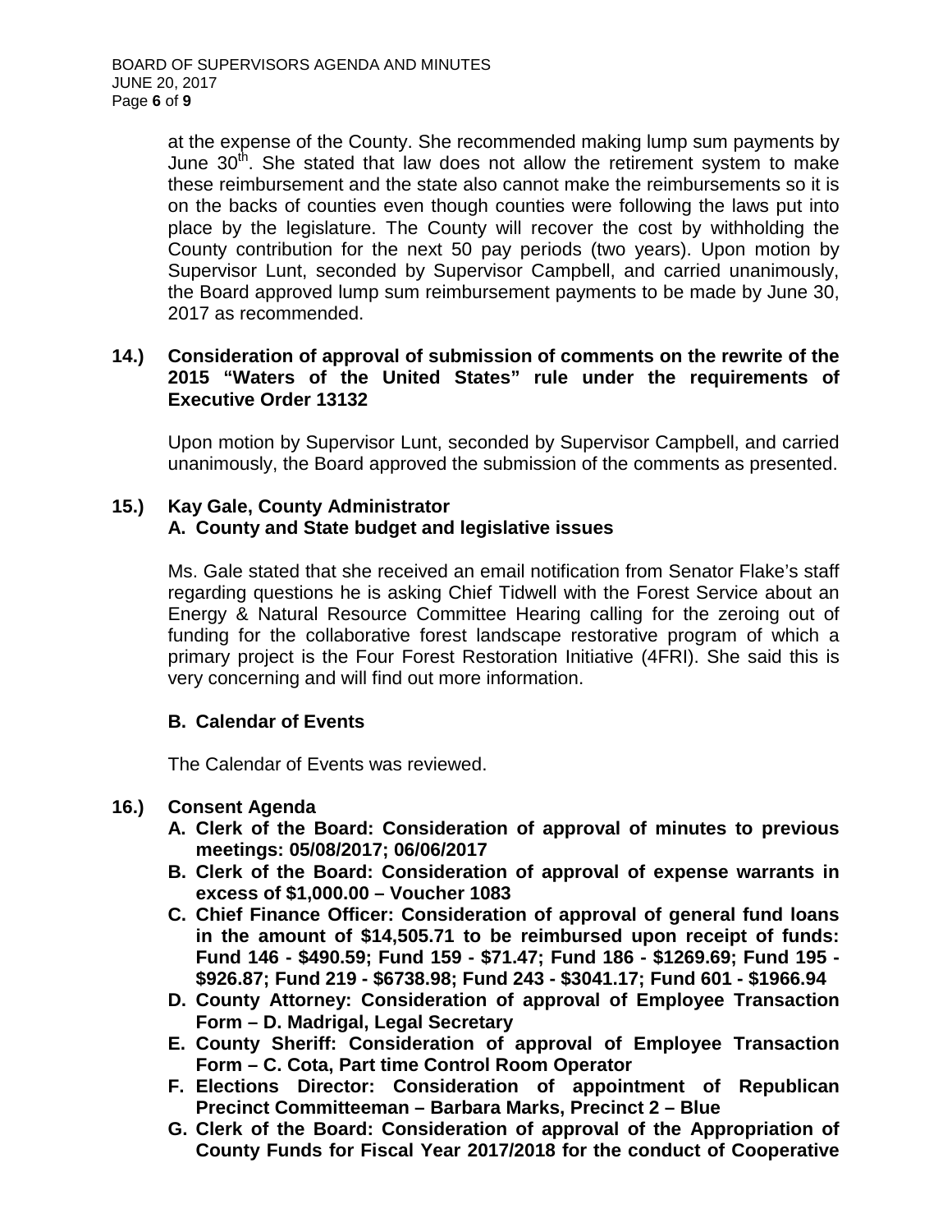at the expense of the County. She recommended making lump sum payments by June 30th. She stated that law does not allow the retirement system to make these reimbursement and the state also cannot make the reimbursements so it is on the backs of counties even though counties were following the laws put into place by the legislature. The County will recover the cost by withholding the County contribution for the next 50 pay periods (two years). Upon motion by Supervisor Lunt, seconded by Supervisor Campbell, and carried unanimously, the Board approved lump sum reimbursement payments to be made by June 30, 2017 as recommended.

**14.) Consideration of approval of submission of comments on the rewrite of the 2015 "Waters of the United States" rule under the requirements of Executive Order 13132**

Upon motion by Supervisor Lunt, seconded by Supervisor Campbell, and carried unanimously, the Board approved the submission of the comments as presented.

**15.) Kay Gale, County Administrator**
**A. County and State budget and legislative issues**

Ms. Gale stated that she received an email notification from Senator Flake's staff regarding questions he is asking Chief Tidwell with the Forest Service about an Energy & Natural Resource Committee Hearing calling for the zeroing out of funding for the collaborative forest landscape restorative program of which a primary project is the Four Forest Restoration Initiative (4FRI). She said this is very concerning and will find out more information.

**B. Calendar of Events**

The Calendar of Events was reviewed.

**16.) Consent Agenda**

**A. Clerk of the Board: Consideration of approval of minutes to previous meetings: 05/08/2017; 06/06/2017**

**B. Clerk of the Board: Consideration of approval of expense warrants in excess of $1,000.00 – Voucher 1083**

**C. Chief Finance Officer: Consideration of approval of general fund loans in the amount of $14,505.71 to be reimbursed upon receipt of funds: Fund 146 - $490.59; Fund 159 - $71.47; Fund 186 - $1269.69; Fund 195 - $926.87; Fund 219 - $6738.98; Fund 243 - $3041.17; Fund 601 - $1966.94**

**D. County Attorney: Consideration of approval of Employee Transaction Form – D. Madrigal, Legal Secretary**

**E. County Sheriff: Consideration of approval of Employee Transaction Form – C. Cota, Part time Control Room Operator**

**F. Elections Director: Consideration of appointment of Republican Precinct Committeeman – Barbara Marks, Precinct 2 – Blue**

**G. Clerk of the Board: Consideration of approval of the Appropriation of County Funds for Fiscal Year 2017/2018 for the conduct of Cooperative**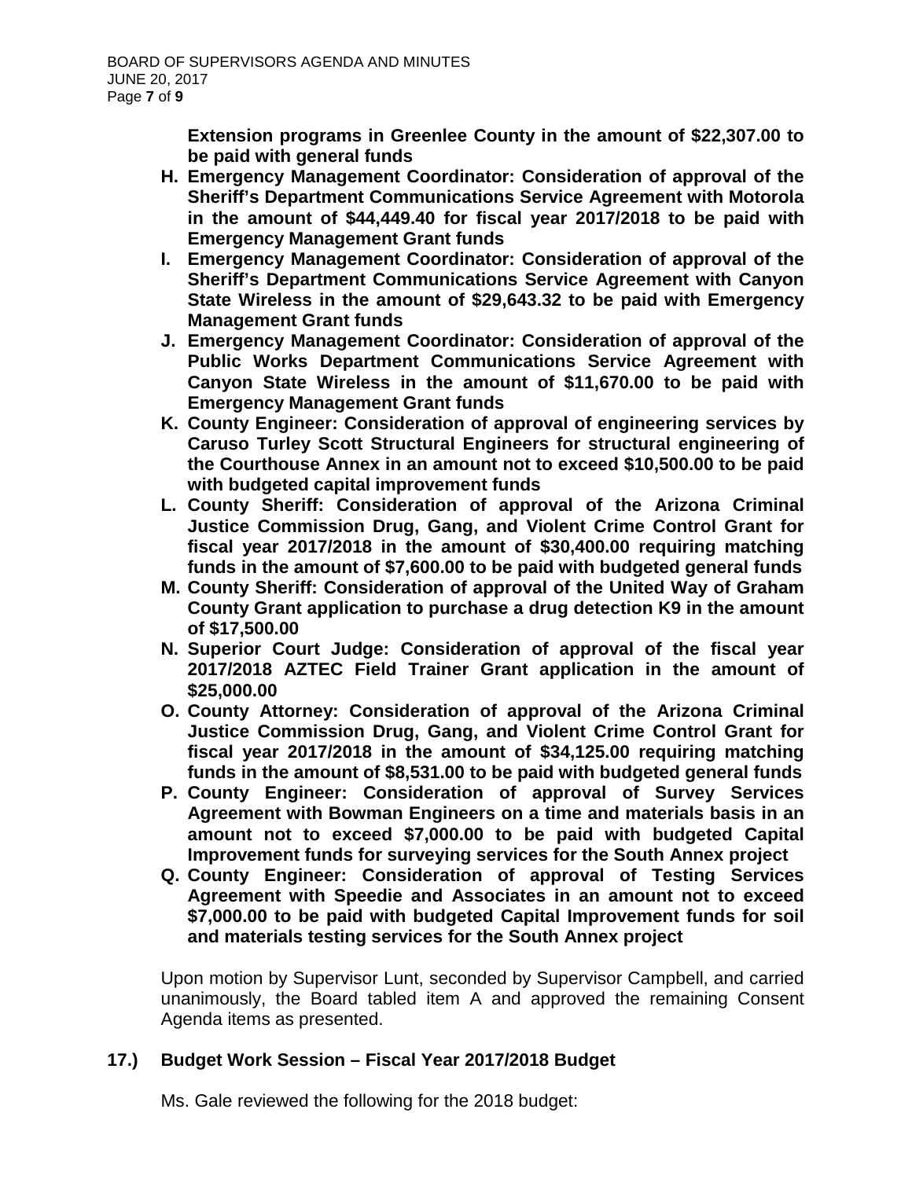**Extension programs in Greenlee County in the amount of $22,307.00 to be paid with general funds**

- **H. Emergency Management Coordinator: Consideration of approval of the Sheriff's Department Communications Service Agreement with Motorola in the amount of $44,449.40 for fiscal year 2017/2018 to be paid with Emergency Management Grant funds**
- **I. Emergency Management Coordinator: Consideration of approval of the Sheriff's Department Communications Service Agreement with Canyon State Wireless in the amount of $29,643.32 to be paid with Emergency Management Grant funds**
- **J. Emergency Management Coordinator: Consideration of approval of the Public Works Department Communications Service Agreement with Canyon State Wireless in the amount of $11,670.00 to be paid with Emergency Management Grant funds**
- **K. County Engineer: Consideration of approval of engineering services by Caruso Turley Scott Structural Engineers for structural engineering of the Courthouse Annex in an amount not to exceed $10,500.00 to be paid with budgeted capital improvement funds**
- **L. County Sheriff: Consideration of approval of the Arizona Criminal Justice Commission Drug, Gang, and Violent Crime Control Grant for fiscal year 2017/2018 in the amount of $30,400.00 requiring matching funds in the amount of $7,600.00 to be paid with budgeted general funds**
- **M. County Sheriff: Consideration of approval of the United Way of Graham County Grant application to purchase a drug detection K9 in the amount of $17,500.00**
- **N. Superior Court Judge: Consideration of approval of the fiscal year 2017/2018 AZTEC Field Trainer Grant application in the amount of $25,000.00**
- **O. County Attorney: Consideration of approval of the Arizona Criminal Justice Commission Drug, Gang, and Violent Crime Control Grant for fiscal year 2017/2018 in the amount of $34,125.00 requiring matching funds in the amount of $8,531.00 to be paid with budgeted general funds**
- **P. County Engineer: Consideration of approval of Survey Services Agreement with Bowman Engineers on a time and materials basis in an amount not to exceed $7,000.00 to be paid with budgeted Capital Improvement funds for surveying services for the South Annex project**
- **Q. County Engineer: Consideration of approval of Testing Services Agreement with Speedie and Associates in an amount not to exceed $7,000.00 to be paid with budgeted Capital Improvement funds for soil and materials testing services for the South Annex project**

Upon motion by Supervisor Lunt, seconded by Supervisor Campbell, and carried unanimously, the Board tabled item A and approved the remaining Consent Agenda items as presented.

## 17.) Budget Work Session – Fiscal Year 2017/2018 Budget

Ms. Gale reviewed the following for the 2018 budget: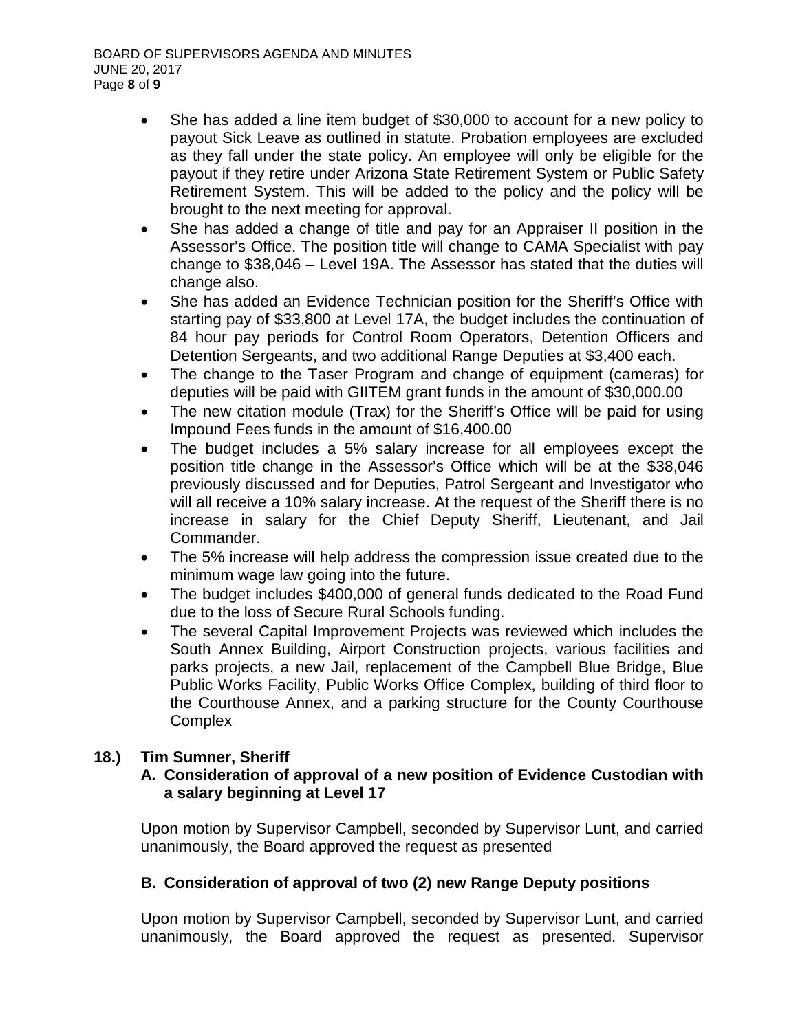- She has added a line item budget of $30,000 to account for a new policy to payout Sick Leave as outlined in statute. Probation employees are excluded as they fall under the state policy. An employee will only be eligible for the payout if they retire under Arizona State Retirement System or Public Safety Retirement System. This will be added to the policy and the policy will be brought to the next meeting for approval.
- She has added a change of title and pay for an Appraiser II position in the Assessor's Office. The position title will change to CAMA Specialist with pay change to $38,046 – Level 19A. The Assessor has stated that the duties will change also.
- She has added an Evidence Technician position for the Sheriff's Office with starting pay of $33,800 at Level 17A, the budget includes the continuation of 84 hour pay periods for Control Room Operators, Detention Officers and Detention Sergeants, and two additional Range Deputies at $3,400 each.
- The change to the Taser Program and change of equipment (cameras) for deputies will be paid with GIITEM grant funds in the amount of $30,000.00
- The new citation module (Trax) for the Sheriff's Office will be paid for using Impound Fees funds in the amount of $16,400.00
- The budget includes a 5% salary increase for all employees except the position title change in the Assessor's Office which will be at the $38,046 previously discussed and for Deputies, Patrol Sergeant and Investigator who will all receive a 10% salary increase. At the request of the Sheriff there is no increase in salary for the Chief Deputy Sheriff, Lieutenant, and Jail Commander.
- The 5% increase will help address the compression issue created due to the minimum wage law going into the future.
- The budget includes $400,000 of general funds dedicated to the Road Fund due to the loss of Secure Rural Schools funding.
- The several Capital Improvement Projects was reviewed which includes the South Annex Building, Airport Construction projects, various facilities and parks projects, a new Jail, replacement of the Campbell Blue Bridge, Blue Public Works Facility, Public Works Office Complex, building of third floor to the Courthouse Annex, and a parking structure for the County Courthouse Complex

## 18.) Tim Sumner, Sheriff

### A. Consideration of approval of a new position of Evidence Custodian with a salary beginning at Level 17

Upon motion by Supervisor Campbell, seconded by Supervisor Lunt, and carried unanimously, the Board approved the request as presented

### B. Consideration of approval of two (2) new Range Deputy positions

Upon motion by Supervisor Campbell, seconded by Supervisor Lunt, and carried unanimously, the Board approved the request as presented. Supervisor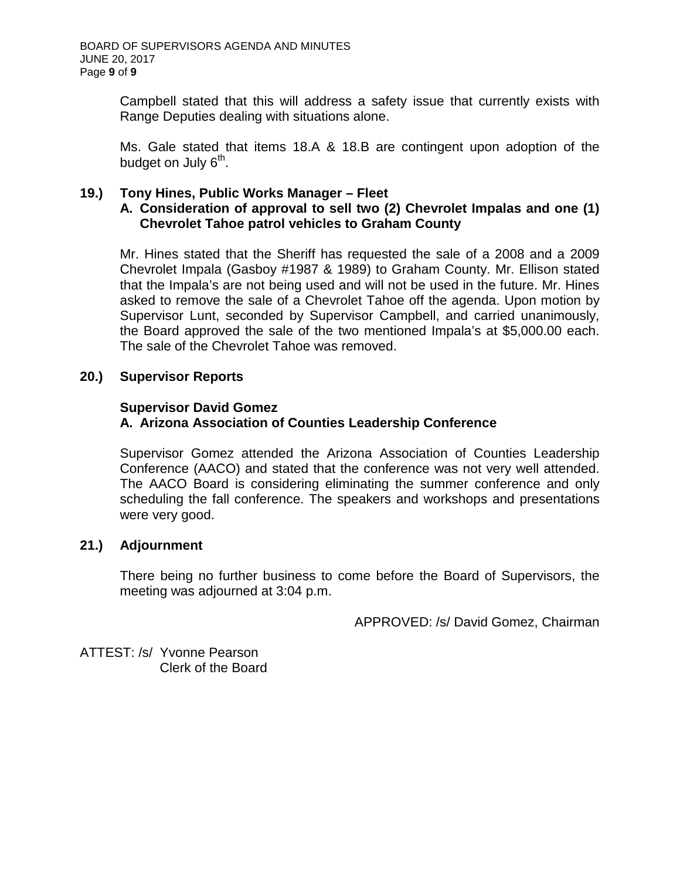Campbell stated that this will address a safety issue that currently exists with Range Deputies dealing with situations alone.

Ms. Gale stated that items 18.A & 18.B are contingent upon adoption of the budget on July 6th.

**19.) Tony Hines, Public Works Manager – Fleet**

**A. Consideration of approval to sell two (2) Chevrolet Impalas and one (1) Chevrolet Tahoe patrol vehicles to Graham County**

Mr. Hines stated that the Sheriff has requested the sale of a 2008 and a 2009 Chevrolet Impala (Gasboy #1987 & 1989) to Graham County. Mr. Ellison stated that the Impala's are not being used and will not be used in the future. Mr. Hines asked to remove the sale of a Chevrolet Tahoe off the agenda. Upon motion by Supervisor Lunt, seconded by Supervisor Campbell, and carried unanimously, the Board approved the sale of the two mentioned Impala's at $5,000.00 each. The sale of the Chevrolet Tahoe was removed.

**20.) Supervisor Reports**

**Supervisor David Gomez**

**A. Arizona Association of Counties Leadership Conference**

Supervisor Gomez attended the Arizona Association of Counties Leadership Conference (AACO) and stated that the conference was not very well attended. The AACO Board is considering eliminating the summer conference and only scheduling the fall conference. The speakers and workshops and presentations were very good.

**21.) Adjournment**

There being no further business to come before the Board of Supervisors, the meeting was adjourned at 3:04 p.m.

APPROVED: /s/ David Gomez, Chairman

ATTEST: /s/ Yvonne Pearson
Clerk of the Board